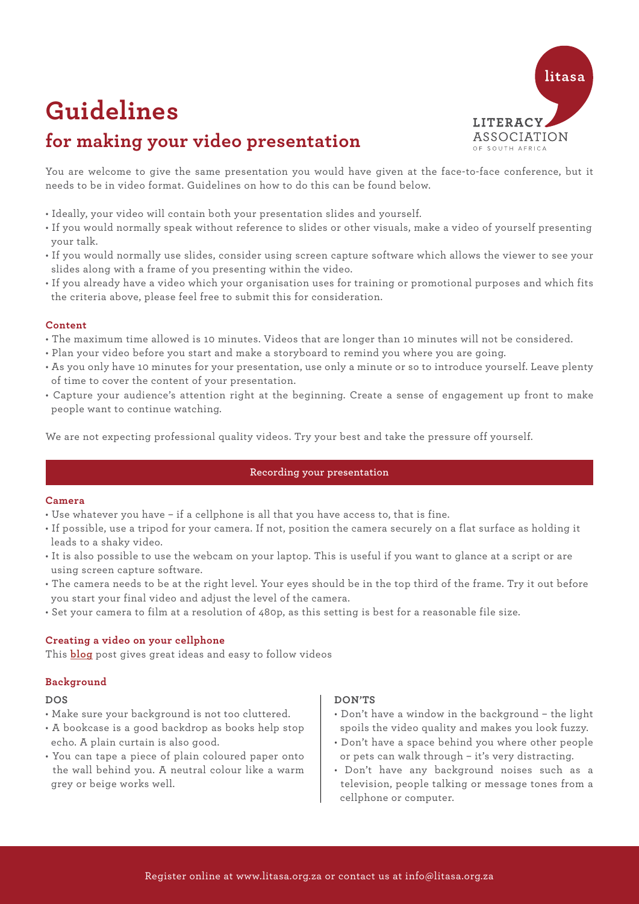# Guidelines

## for making your video presentation

litasa

LITERACY ASSOCIATION OF SOUTH AFRICA

You are welcome to give the same presentation you would have given at the face-to-face conference, but it needs to be in video format. Guidelines on how to do this can be found below.

- Ideally, your video will contain both your presentation slides and yourself.
- If you would normally speak without reference to slides or other visuals, make a video of yourself presenting your talk.
- If you would normally use slides, consider using screen capture software which allows the viewer to see your slides along with a frame of you presenting within the video.
- If you already have a video which your organisation uses for training or promotional purposes and which fits the criteria above, please feel free to submit this for consideration.

### Content

- The maximum time allowed is 10 minutes. Videos that are longer than 10 minutes will not be considered.
- Plan your video before you start and make a storyboard to remind you where you are going.
- As you only have 10 minutes for your presentation, use only a minute or so to introduce yourself. Leave plenty of time to cover the content of your presentation.
- Capture your audience's attention right at the beginning. Create a sense of engagement up front to make people want to continue watching.

We are not expecting professional quality videos. Try your best and take the pressure off yourself.

## Recording your presentation

### Camera

- Use whatever you have – if a cellphone is all that you have access to, that is fine.
- If possible, use a tripod for your camera. If not, position the camera securely on a flat surface as holding it leads to a shaky video.
- It is also possible to use the webcam on your laptop. This is useful if you want to glance at a script or are using screen capture software.
- The camera needs to be at the right level. Your eyes should be in the top third of the frame. Try it out before you start your final video and adjust the level of the camera.
- Set your camera to film at a resolution of 480p, as this setting is best for a reasonable file size.

### Creating a video on your cellphone

This **blog** post gives great ideas and easy to follow videos

### Background

**DOS**

- Make sure your background is not too cluttered.
- A bookcase is a good backdrop as books help stop echo. A plain curtain is also good.
- You can tape a piece of plain coloured paper onto the wall behind you. A neutral colour like a warm grey or beige works well.

**DON'TS**

- Don't have a window in the background – the light spoils the video quality and makes you look fuzzy.
- Don't have a space behind you where other people or pets can walk through – it's very distracting.
- Don't have any background noises such as a television, people talking or message tones from a cellphone or computer.

Register online at www.litasa.org.za or contact us at info@litasa.org.za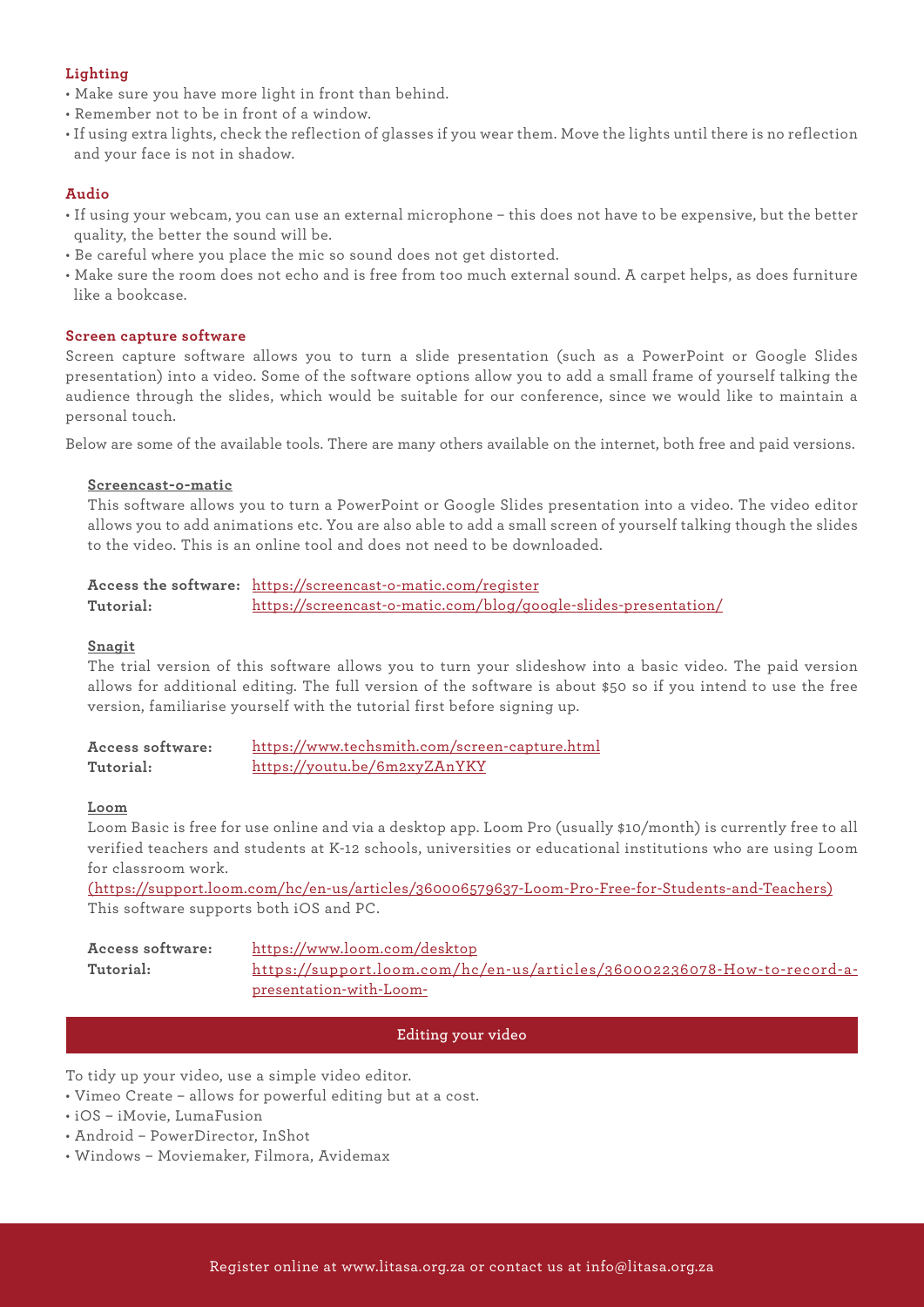### Lighting

- Make sure you have more light in front than behind.
- Remember not to be in front of a window.
- If using extra lights, check the reflection of glasses if you wear them. Move the lights until there is no reflection and your face is not in shadow.

### Audio

- If using your webcam, you can use an external microphone – this does not have to be expensive, but the better quality, the better the sound will be.
- Be careful where you place the mic so sound does not get distorted.
- Make sure the room does not echo and is free from too much external sound. A carpet helps, as does furniture like a bookcase.

### Screen capture software

Screen capture software allows you to turn a slide presentation (such as a PowerPoint or Google Slides presentation) into a video. Some of the software options allow you to add a small frame of yourself talking the audience through the slides, which would be suitable for our conference, since we would like to maintain a personal touch.

Below are some of the available tools. There are many others available on the internet, both free and paid versions.

#### Screencast-o-matic

This software allows you to turn a PowerPoint or Google Slides presentation into a video. The video editor allows you to add animations etc. You are also able to add a small screen of yourself talking though the slides to the video. This is an online tool and does not need to be downloaded.

**Access the software:** https://screencast-o-matic.com/register
**Tutorial:** https://screencast-o-matic.com/blog/google-slides-presentation/

#### Snagit

The trial version of this software allows you to turn your slideshow into a basic video. The paid version allows for additional editing. The full version of the software is about $50 so if you intend to use the free version, familiarise yourself with the tutorial first before signing up.

**Access software:** https://www.techsmith.com/screen-capture.html
**Tutorial:** https://youtu.be/6m2xyZAnYKY

#### Loom

Loom Basic is free for use online and via a desktop app. Loom Pro (usually $10/month) is currently free to all verified teachers and students at K-12 schools, universities or educational institutions who are using Loom for classroom work.
(https://support.loom.com/hc/en-us/articles/360006579637-Loom-Pro-Free-for-Students-and-Teachers)
This software supports both iOS and PC.

**Access software:** https://www.loom.com/desktop
**Tutorial:** https://support.loom.com/hc/en-us/articles/360002236078-How-to-record-a-presentation-with-Loom-

## Editing your video

To tidy up your video, use a simple video editor.

- Vimeo Create – allows for powerful editing but at a cost.
- iOS – iMovie, LumaFusion
- Android – PowerDirector, InShot
- Windows – Moviemaker, Filmora, Avidemax

Register online at www.litasa.org.za or contact us at info@litasa.org.za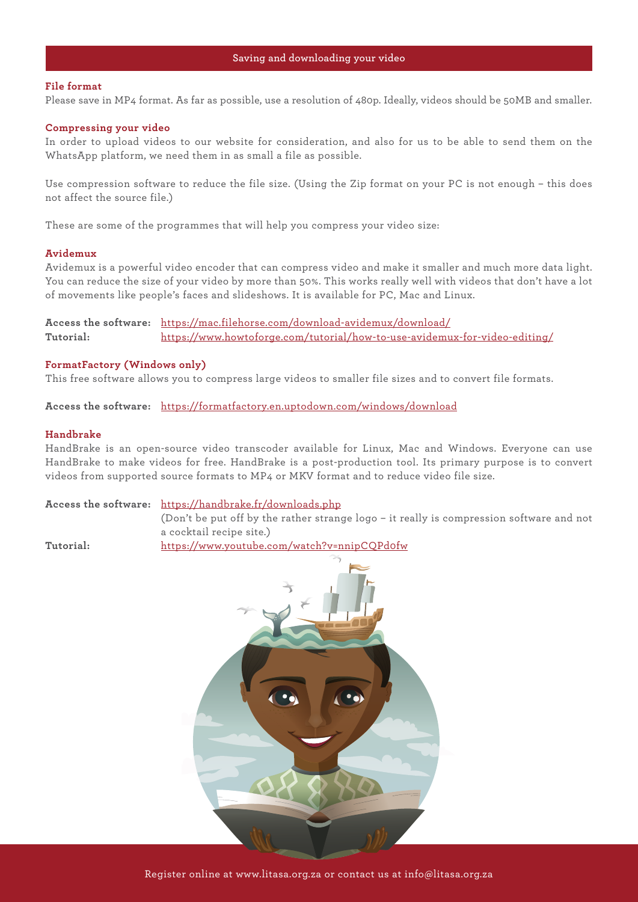## Saving and downloading your video

### File format

Please save in MP4 format. As far as possible, use a resolution of 480p. Ideally, videos should be 50MB and smaller.

### Compressing your video

In order to upload videos to our website for consideration, and also for us to be able to send them on the WhatsApp platform, we need them in as small a file as possible.

Use compression software to reduce the file size. (Using the Zip format on your PC is not enough – this does not affect the source file.)

These are some of the programmes that will help you compress your video size:

### Avidemux

Avidemux is a powerful video encoder that can compress video and make it smaller and much more data light. You can reduce the size of your video by more than 50%. This works really well with videos that don't have a lot of movements like people's faces and slideshows. It is available for PC, Mac and Linux.

**Access the software:** https://mac.filehorse.com/download-avidemux/download/
**Tutorial:** https://www.howtoforge.com/tutorial/how-to-use-avidemux-for-video-editing/

### FormatFactory (Windows only)

This free software allows you to compress large videos to smaller file sizes and to convert file formats.

**Access the software:** https://formatfactory.en.uptodown.com/windows/download

### Handbrake

HandBrake is an open-source video transcoder available for Linux, Mac and Windows. Everyone can use HandBrake to make videos for free. HandBrake is a post-production tool. Its primary purpose is to convert videos from supported source formats to MP4 or MKV format and to reduce video file size.

**Access the software:** https://handbrake.fr/downloads.php
(Don't be put off by the rather strange logo – it really is compression software and not a cocktail recipe site.)
**Tutorial:** https://www.youtube.com/watch?v=nnipCQPd0fw

Register online at www.litasa.org.za or contact us at info@litasa.org.za